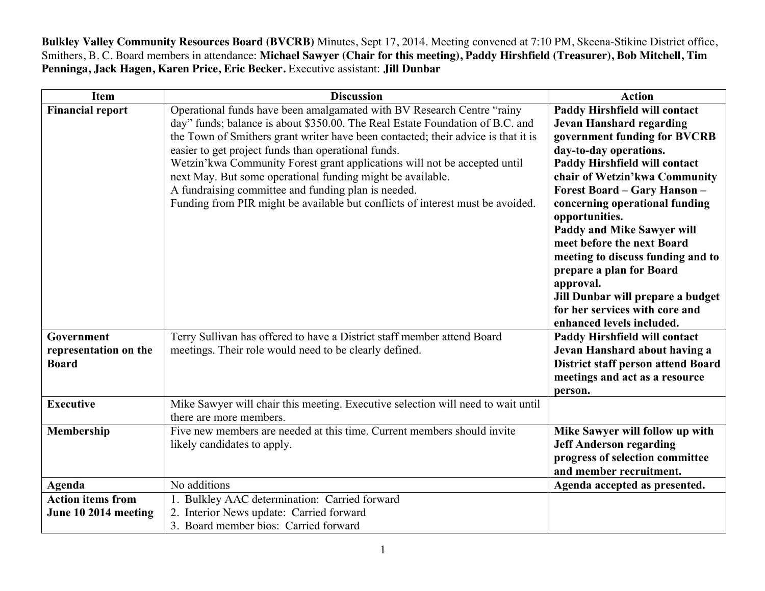**Bulkley Valley Community Resources Board (BVCRB)** Minutes, Sept 17, 2014. Meeting convened at 7:10 PM, Skeena-Stikine District office, Smithers, B. C. Board members in attendance: **Michael Sawyer (Chair for this meeting), Paddy Hirshfield (Treasurer), Bob Mitchell, Tim Penninga, Jack Hagen, Karen Price, Eric Becker.** Executive assistant: **Jill Dunbar**

| Item | Discussion | Action |
|---|---|---|
| **Financial report** | Operational funds have been amalgamated with BV Research Centre "rainy day" funds; balance is about $350.00. The Real Estate Foundation of B.C. and the Town of Smithers grant writer have been contacted; their advice is that it is easier to get project funds than operational funds.<br>Wetzin'kwa Community Forest grant applications will not be accepted until next May. But some operational funding might be available.<br>A fundraising committee and funding plan is needed.<br>Funding from PIR might be available but conflicts of interest must be avoided. | **Paddy Hirshfield will contact Jevan Hanshard regarding government funding for BVCRB day-to-day operations.**<br>**Paddy Hirshfield will contact chair of Wetzin'kwa Community Forest Board – Gary Hanson – concerning operational funding opportunities.**<br>**Paddy and Mike Sawyer will meet before the next Board meeting to discuss funding and to prepare a plan for Board approval.**<br>**Jill Dunbar will prepare a budget for her services with core and enhanced levels included.** |
| **Government representation on the Board** | Terry Sullivan has offered to have a District staff member attend Board meetings. Their role would need to be clearly defined. | **Paddy Hirshfield will contact Jevan Hanshard about having a District staff person attend Board meetings and act as a resource person.** |
| **Executive** | Mike Sawyer will chair this meeting. Executive selection will need to wait until there are more members. | |
| **Membership** | Five new members are needed at this time. Current members should invite likely candidates to apply. | **Mike Sawyer will follow up with Jeff Anderson regarding progress of selection committee and member recruitment.** |
| **Agenda** | No additions | **Agenda accepted as presented.** |
| **Action items from June 10 2014 meeting** | 1. Bulkley AAC determination: Carried forward<br>2. Interior News update: Carried forward<br>3. Board member bios: Carried forward | |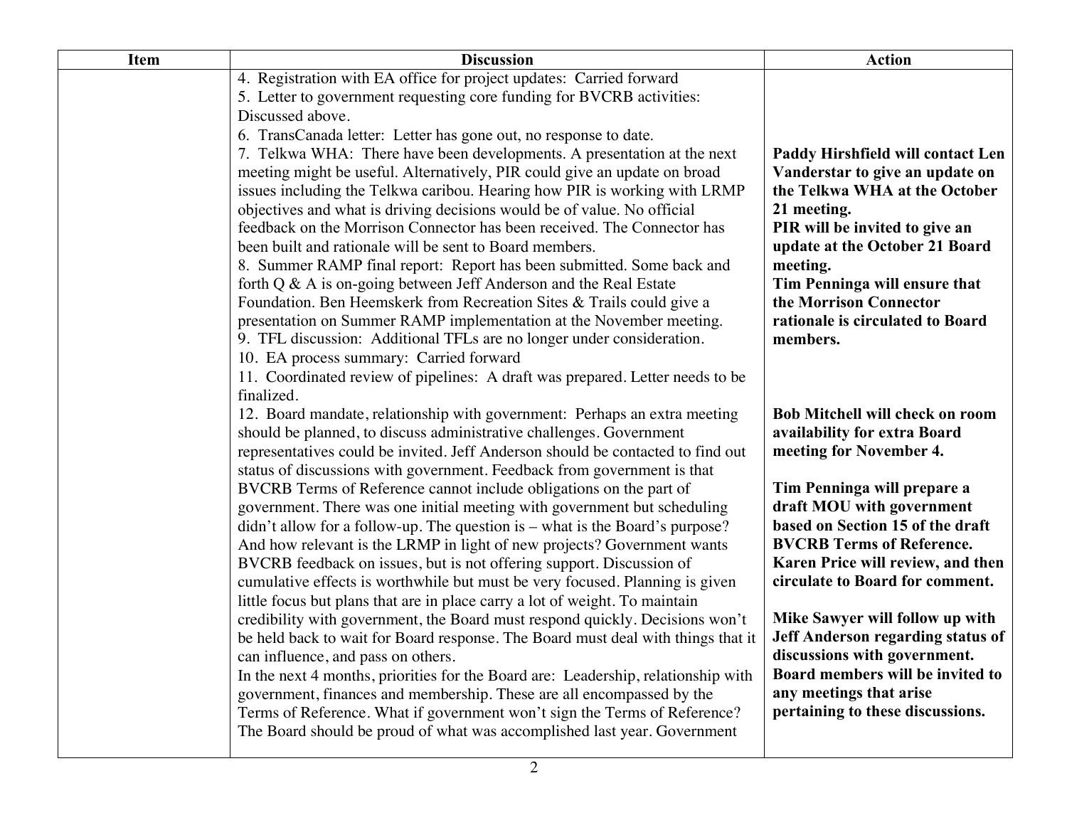| Item | Discussion | Action |
|---|---|---|
| | 4. Registration with EA office for project updates: Carried forward<br>5. Letter to government requesting core funding for BVCRB activities: Discussed above.<br>6. TransCanada letter: Letter has gone out, no response to date.<br>7. Telkwa WHA: There have been developments. A presentation at the next meeting might be useful. Alternatively, PIR could give an update on broad issues including the Telkwa caribou. Hearing how PIR is working with LRMP objectives and what is driving decisions would be of value. No official feedback on the Morrison Connector has been received. The Connector has been built and rationale will be sent to Board members.<br>8. Summer RAMP final report: Report has been submitted. Some back and forth Q & A is on-going between Jeff Anderson and the Real Estate Foundation. Ben Heemskerk from Recreation Sites & Trails could give a presentation on Summer RAMP implementation at the November meeting.<br>9. TFL discussion: Additional TFLs are no longer under consideration.<br>10. EA process summary: Carried forward<br>11. Coordinated review of pipelines: A draft was prepared. Letter needs to be finalized.<br>12. Board mandate, relationship with government: Perhaps an extra meeting should be planned, to discuss administrative challenges. Government representatives could be invited. Jeff Anderson should be contacted to find out status of discussions with government. Feedback from government is that BVCRB Terms of Reference cannot include obligations on the part of government. There was one initial meeting with government but scheduling didn't allow for a follow-up. The question is – what is the Board's purpose? And how relevant is the LRMP in light of new projects? Government wants BVCRB feedback on issues, but is not offering support. Discussion of cumulative effects is worthwhile but must be very focused. Planning is given little focus but plans that are in place carry a lot of weight. To maintain credibility with government, the Board must respond quickly. Decisions won't be held back to wait for Board response. The Board must deal with things that it can influence, and pass on others.<br>In the next 4 months, priorities for the Board are: Leadership, relationship with government, finances and membership. These are all encompassed by the Terms of Reference. What if government won't sign the Terms of Reference? The Board should be proud of what was accomplished last year. Government | **Paddy Hirshfield will contact Len Vanderstar to give an update on the Telkwa WHA at the October 21 meeting.**<br>**PIR will be invited to give an update at the October 21 Board meeting.**<br>**Tim Penninga will ensure that the Morrison Connector rationale is circulated to Board members.**<br><br>**Bob Mitchell will check on room availability for extra Board meeting for November 4.**<br><br>**Tim Penninga will prepare a draft MOU with government based on Section 15 of the draft BVCRB Terms of Reference. Karen Price will review, and then circulate to Board for comment.**<br><br>**Mike Sawyer will follow up with Jeff Anderson regarding status of discussions with government. Board members will be invited to any meetings that arise pertaining to these discussions.** |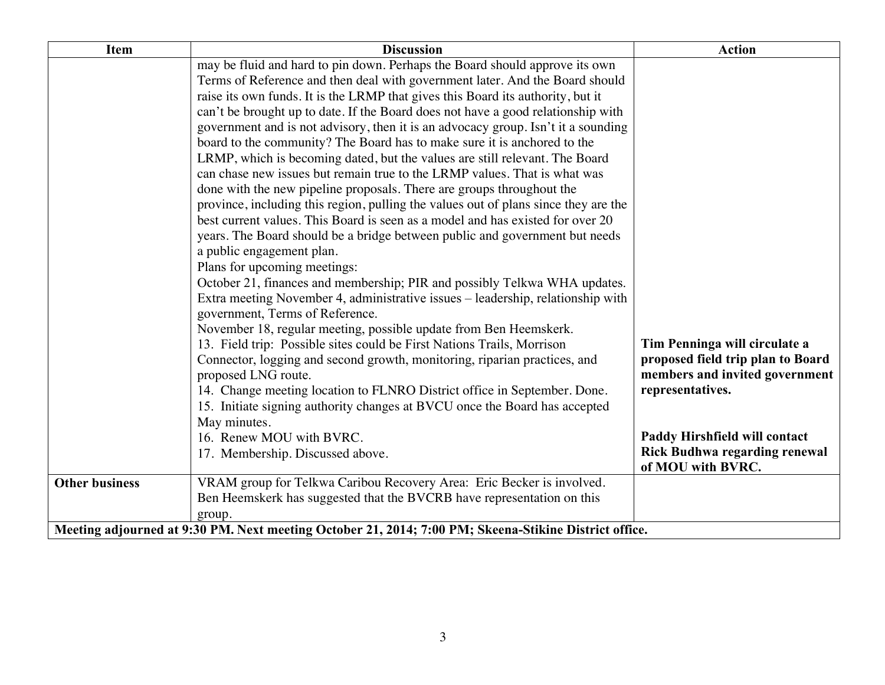| Item | Discussion | Action |
| --- | --- | --- |
| | may be fluid and hard to pin down. Perhaps the Board should approve its own Terms of Reference and then deal with government later. And the Board should raise its own funds. It is the LRMP that gives this Board its authority, but it can't be brought up to date. If the Board does not have a good relationship with government and is not advisory, then it is an advocacy group. Isn't it a sounding board to the community? The Board has to make sure it is anchored to the LRMP, which is becoming dated, but the values are still relevant. The Board can chase new issues but remain true to the LRMP values. That is what was done with the new pipeline proposals. There are groups throughout the province, including this region, pulling the values out of plans since they are the best current values. This Board is seen as a model and has existed for over 20 years. The Board should be a bridge between public and government but needs a public engagement plan.<br>Plans for upcoming meetings:<br>October 21, finances and membership; PIR and possibly Telkwa WHA updates.<br>Extra meeting November 4, administrative issues – leadership, relationship with government, Terms of Reference.<br>November 18, regular meeting, possible update from Ben Heemskerk.<br>13. Field trip: Possible sites could be First Nations Trails, Morrison Connector, logging and second growth, monitoring, riparian practices, and proposed LNG route.<br>14. Change meeting location to FLNRO District office in September. Done.<br>15. Initiate signing authority changes at BVCU once the Board has accepted May minutes.<br>16. Renew MOU with BVRC.<br>17. Membership. Discussed above. | **Tim Penninga will circulate a proposed field trip plan to Board members and invited government representatives.**<br><br>**Paddy Hirshfield will contact Rick Budhwa regarding renewal of MOU with BVRC.** |
| **Other business** | VRAM group for Telkwa Caribou Recovery Area: Eric Becker is involved. Ben Heemskerk has suggested that the BVCRB have representation on this group. | |
| **Meeting adjourned at 9:30 PM. Next meeting October 21, 2014; 7:00 PM; Skeena-Stikine District office.** | | |